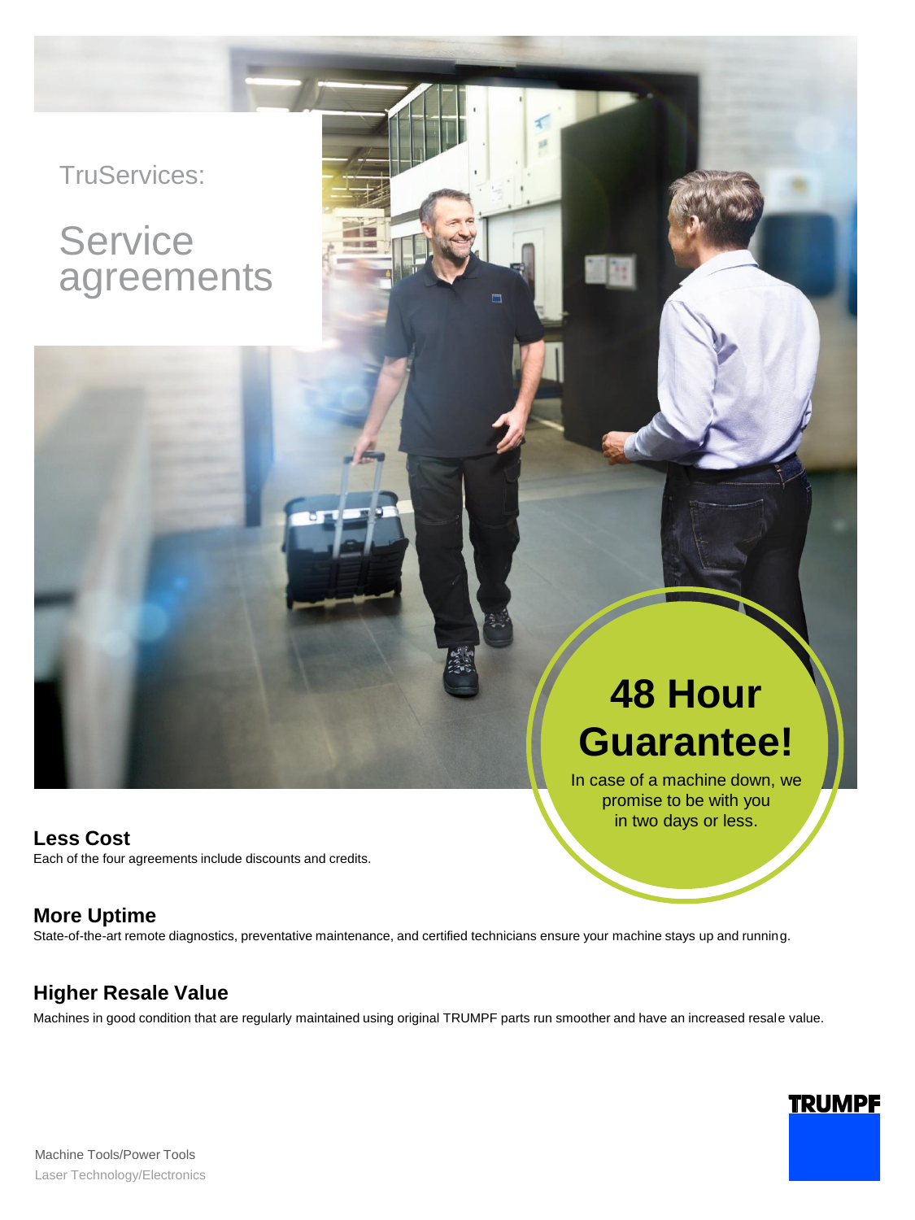TruServices:

# Service agreements

## 48 Hour Guarantee!

In case of a machine down, we promise to be with you in two days or less.

### Less Cost

Each of the four agreements include discounts and credits.

### More Uptime

State-of-the-art remote diagnostics, preventative maintenance, and certified technicians ensure your machine stays up and running.

### Higher Resale Value

Machines in good condition that are regularly maintained using original TRUMPF parts run smoother and have an increased resale value.

TRUMPF

Machine Tools/Power Tools
Laser Technology/Electronics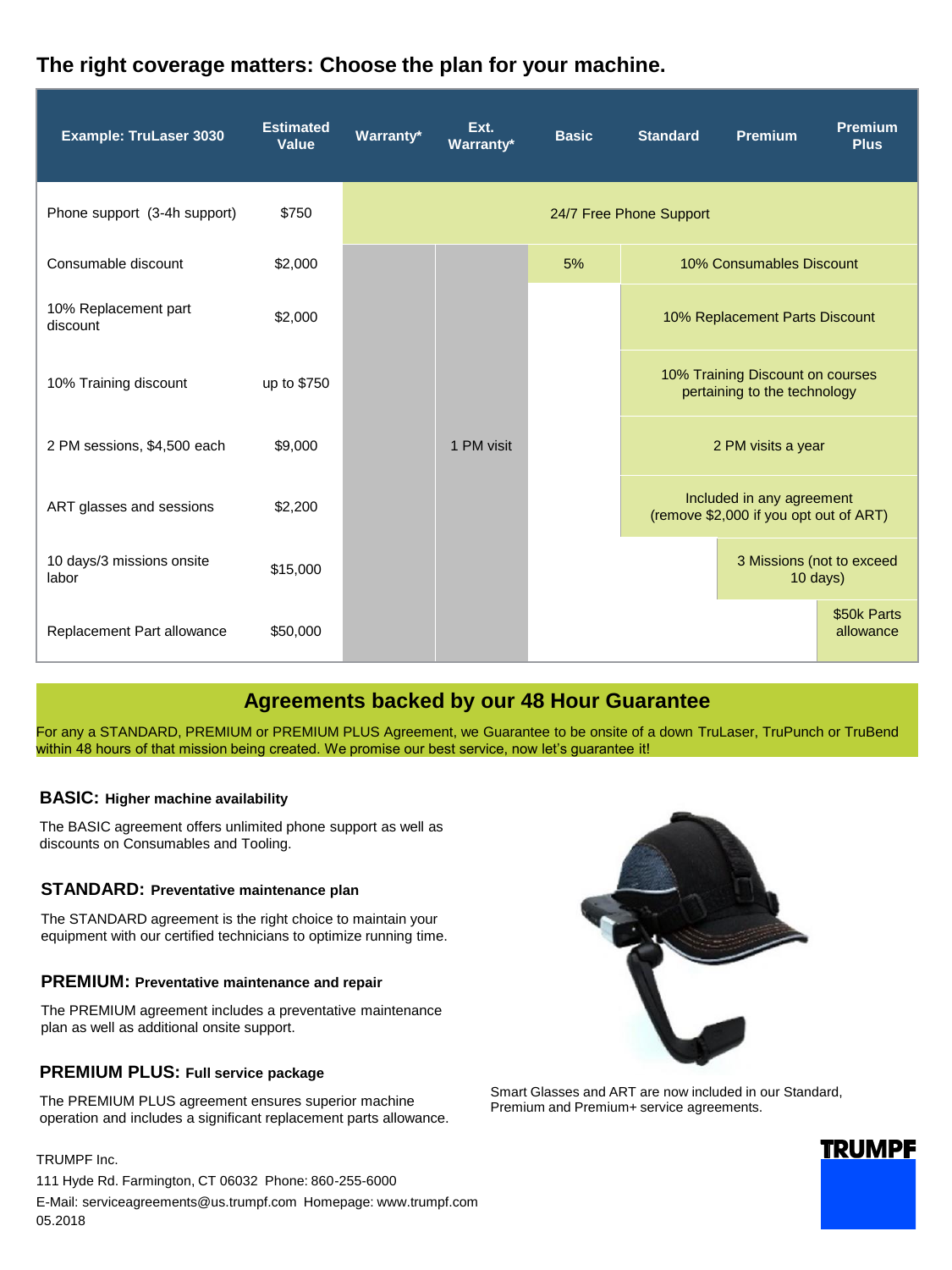## The right coverage matters: Choose the plan for your machine.

| Example: TruLaser 3030 | Estimated Value | Warranty* | Ext. Warranty* | Basic | Standard | Premium | Premium Plus |
|---|---|---|---|---|---|---|---|
| Phone support (3-4h support) | $750 | 24/7 Free Phone Support | | | | | |
| Consumable discount | $2,000 | | | 5% | 10% Consumables Discount | | |
| 10% Replacement part discount | $2,000 | | | | 10% Replacement Parts Discount | | |
| 10% Training discount | up to $750 | | | | 10% Training Discount on courses pertaining to the technology | | |
| 2 PM sessions, $4,500 each | $9,000 | | 1 PM visit | | 2 PM visits a year | | |
| ART glasses and sessions | $2,200 | | | | Included in any agreement (remove $2,000 if you opt out of ART) | | |
| 10 days/3 missions onsite labor | $15,000 | | | | | 3 Missions (not to exceed 10 days) | |
| Replacement Part allowance | $50,000 | | | | | | $50k Parts allowance |

## Agreements backed by our 48 Hour Guarantee

For any a STANDARD, PREMIUM or PREMIUM PLUS Agreement, we Guarantee to be onsite of a down TruLaser, TruPunch or TruBend within 48 hours of that mission being created. We promise our best service, now let's guarantee it!

### BASIC: Higher machine availability

The BASIC agreement offers unlimited phone support as well as discounts on Consumables and Tooling.

### STANDARD: Preventative maintenance plan

The STANDARD agreement is the right choice to maintain your equipment with our certified technicians to optimize running time.

### PREMIUM: Preventative maintenance and repair

The PREMIUM agreement includes a preventative maintenance plan as well as additional onsite support.

### PREMIUM PLUS: Full service package

The PREMIUM PLUS agreement ensures superior machine operation and includes a significant replacement parts allowance.

Smart Glasses and ART are now included in our Standard, Premium and Premium+ service agreements.

TRUMPF Inc.
111 Hyde Rd. Farmington, CT 06032 Phone: 860-255-6000
E-Mail: serviceagreements@us.trumpf.com Homepage: www.trumpf.com
05.2018

TRUMPF